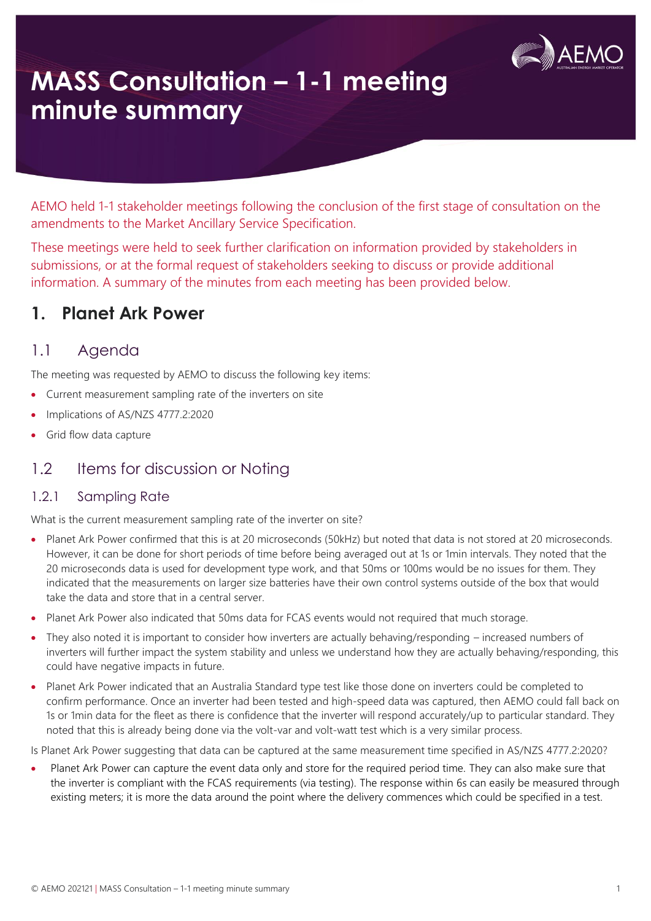# MASS Consultation – 1-1 meeting minute summary

AEMO held 1-1 stakeholder meetings following the conclusion of the first stage of consultation on the amendments to the Market Ancillary Service Specification.

These meetings were held to seek further clarification on information provided by stakeholders in submissions, or at the formal request of stakeholders seeking to discuss or provide additional information. A summary of the minutes from each meeting has been provided below.

## 1. Planet Ark Power

### 1.1 Agenda

The meeting was requested by AEMO to discuss the following key items:

- Current measurement sampling rate of the inverters on site
- Implications of AS/NZS 4777.2:2020
- Grid flow data capture

### 1.2 Items for discussion or Noting

#### 1.2.1 Sampling Rate

What is the current measurement sampling rate of the inverter on site?

- Planet Ark Power confirmed that this is at 20 microseconds (50kHz) but noted that data is not stored at 20 microseconds. However, it can be done for short periods of time before being averaged out at 1s or 1min intervals. They noted that the 20 microseconds data is used for development type work, and that 50ms or 100ms would be no issues for them. They indicated that the measurements on larger size batteries have their own control systems outside of the box that would take the data and store that in a central server.
- Planet Ark Power also indicated that 50ms data for FCAS events would not required that much storage.
- They also noted it is important to consider how inverters are actually behaving/responding – increased numbers of inverters will further impact the system stability and unless we understand how they are actually behaving/responding, this could have negative impacts in future.
- Planet Ark Power indicated that an Australia Standard type test like those done on inverters could be completed to confirm performance. Once an inverter had been tested and high-speed data was captured, then AEMO could fall back on 1s or 1min data for the fleet as there is confidence that the inverter will respond accurately/up to particular standard. They noted that this is already being done via the volt-var and volt-watt test which is a very similar process.

Is Planet Ark Power suggesting that data can be captured at the same measurement time specified in AS/NZS 4777.2:2020?

- Planet Ark Power can capture the event data only and store for the required period time. They can also make sure that the inverter is compliant with the FCAS requirements (via testing). The response within 6s can easily be measured through existing meters; it is more the data around the point where the delivery commences which could be specified in a test.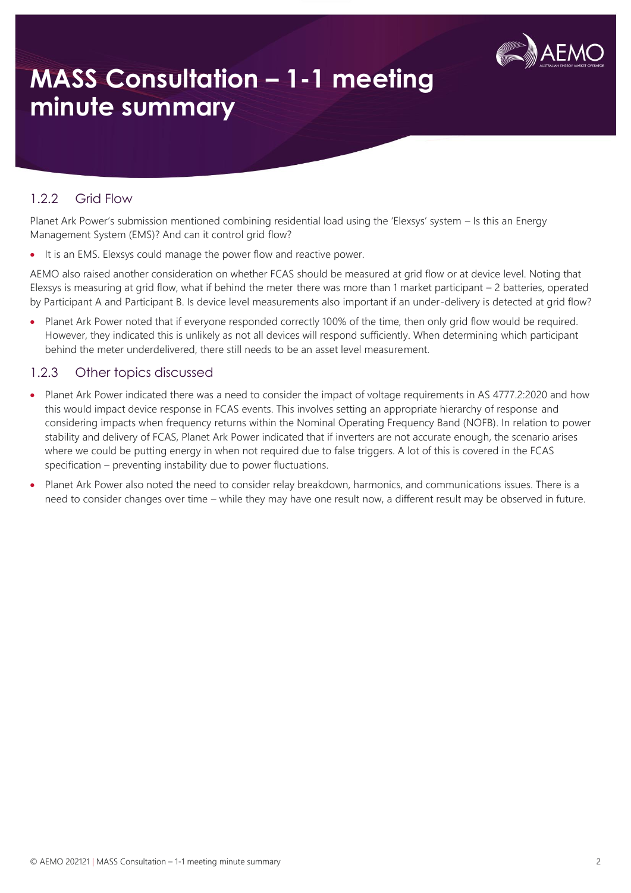# MASS Consultation – 1-1 meeting minute summary

### 1.2.2 Grid Flow

Planet Ark Power's submission mentioned combining residential load using the 'Elexsys' system – Is this an Energy Management System (EMS)? And can it control grid flow?

- It is an EMS. Elexsys could manage the power flow and reactive power.

AEMO also raised another consideration on whether FCAS should be measured at grid flow or at device level. Noting that Elexsys is measuring at grid flow, what if behind the meter there was more than 1 market participant – 2 batteries, operated by Participant A and Participant B. Is device level measurements also important if an under-delivery is detected at grid flow?

- Planet Ark Power noted that if everyone responded correctly 100% of the time, then only grid flow would be required. However, they indicated this is unlikely as not all devices will respond sufficiently. When determining which participant behind the meter underdelivered, there still needs to be an asset level measurement.

### 1.2.3 Other topics discussed

- Planet Ark Power indicated there was a need to consider the impact of voltage requirements in AS 4777.2:2020 and how this would impact device response in FCAS events. This involves setting an appropriate hierarchy of response and considering impacts when frequency returns within the Nominal Operating Frequency Band (NOFB). In relation to power stability and delivery of FCAS, Planet Ark Power indicated that if inverters are not accurate enough, the scenario arises where we could be putting energy in when not required due to false triggers. A lot of this is covered in the FCAS specification – preventing instability due to power fluctuations.
- Planet Ark Power also noted the need to consider relay breakdown, harmonics, and communications issues. There is a need to consider changes over time – while they may have one result now, a different result may be observed in future.